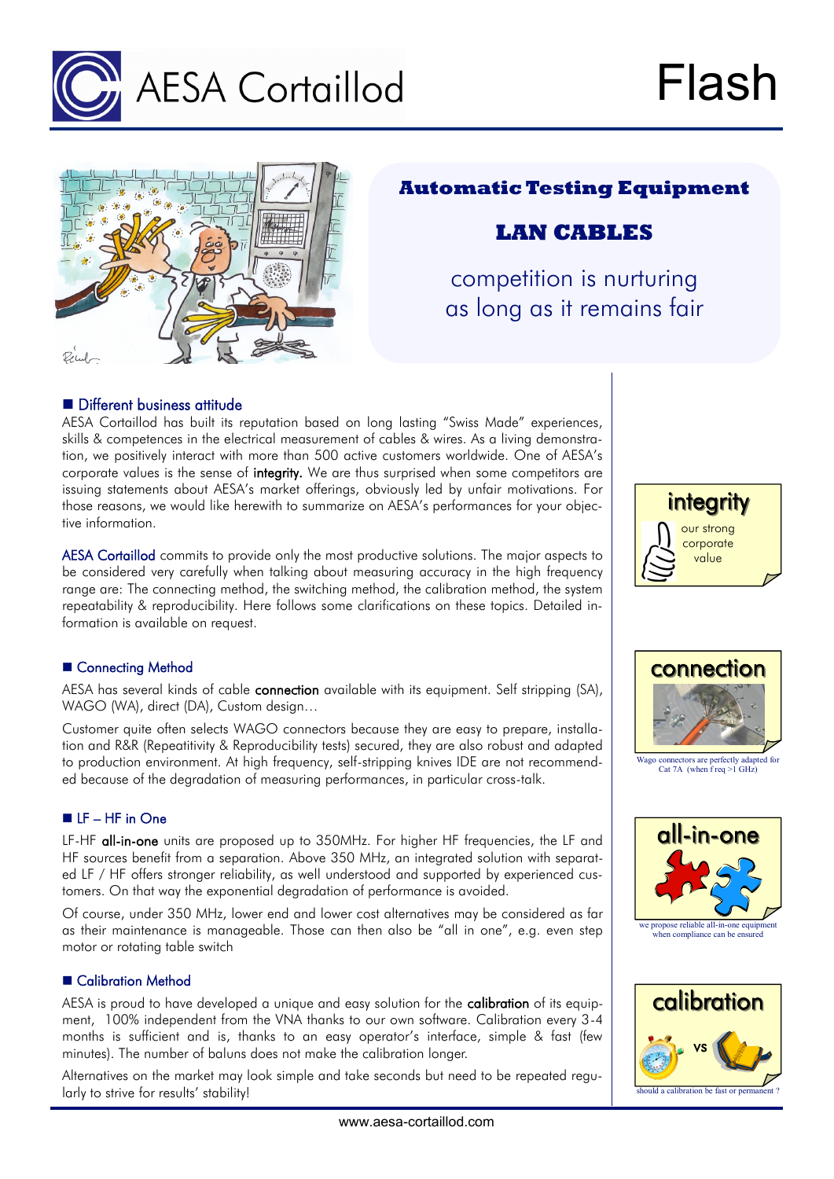# AESA Cortaillod Flash

## Automatic Testing Equipment

## LAN CABLES

competition is nurturing as long as it remains fair

### ■ Different business attitude

AESA Cortaillod has built its reputation based on long lasting "Swiss Made" experiences, skills & competences in the electrical measurement of cables & wires. As a living demonstration, we positively interact with more than 500 active customers worldwide. One of AESA's corporate values is the sense of **integrity.** We are thus surprised when some competitors are issuing statements about AESA's market offerings, obviously led by unfair motivations. For those reasons, we would like herewith to summarize on AESA's performances for your objective information.

AESA Cortaillod commits to provide only the most productive solutions. The major aspects to be considered very carefully when talking about measuring accuracy in the high frequency range are: The connecting method, the switching method, the calibration method, the system repeatability & reproducibility. Here follows some clarifications on these topics. Detailed information is available on request.

**integrity**
our strong corporate value

### ■ Connecting Method

AESA has several kinds of cable **connection** available with its equipment. Self stripping (SA), WAGO (WA), direct (DA), Custom design…

Customer quite often selects WAGO connectors because they are easy to prepare, installation and R&R (Repeatitivity & Reproducibility tests) secured, they are also robust and adapted to production environment. At high frequency, self-stripping knives IDE are not recommended because of the degradation of measuring performances, in particular cross-talk.

**connection**
Wago connectors are perfectly adapted for Cat 7A (when f req >1 GHz)

### ■ LF – HF in One

LF-HF **all-in-one** units are proposed up to 350MHz. For higher HF frequencies, the LF and HF sources benefit from a separation. Above 350 MHz, an integrated solution with separated LF / HF offers stronger reliability, as well understood and supported by experienced customers. On that way the exponential degradation of performance is avoided.

Of course, under 350 MHz, lower end and lower cost alternatives may be considered as far as their maintenance is manageable. Those can then also be "all in one", e.g. even step motor or rotating table switch

**all-in-one**
we propose reliable all-in-one equipment when compliance can be ensured

### ■ Calibration Method

AESA is proud to have developed a unique and easy solution for the **calibration** of its equipment, 100% independent from the VNA thanks to our own software. Calibration every 3-4 months is sufficient and is, thanks to an easy operator's interface, simple & fast (few minutes). The number of baluns does not make the calibration longer.

Alternatives on the market may look simple and take seconds but need to be repeated regularly to strive for results' stability!

**calibration**
vs
should a calibration be fast or permanent ?

www.aesa-cortaillod.com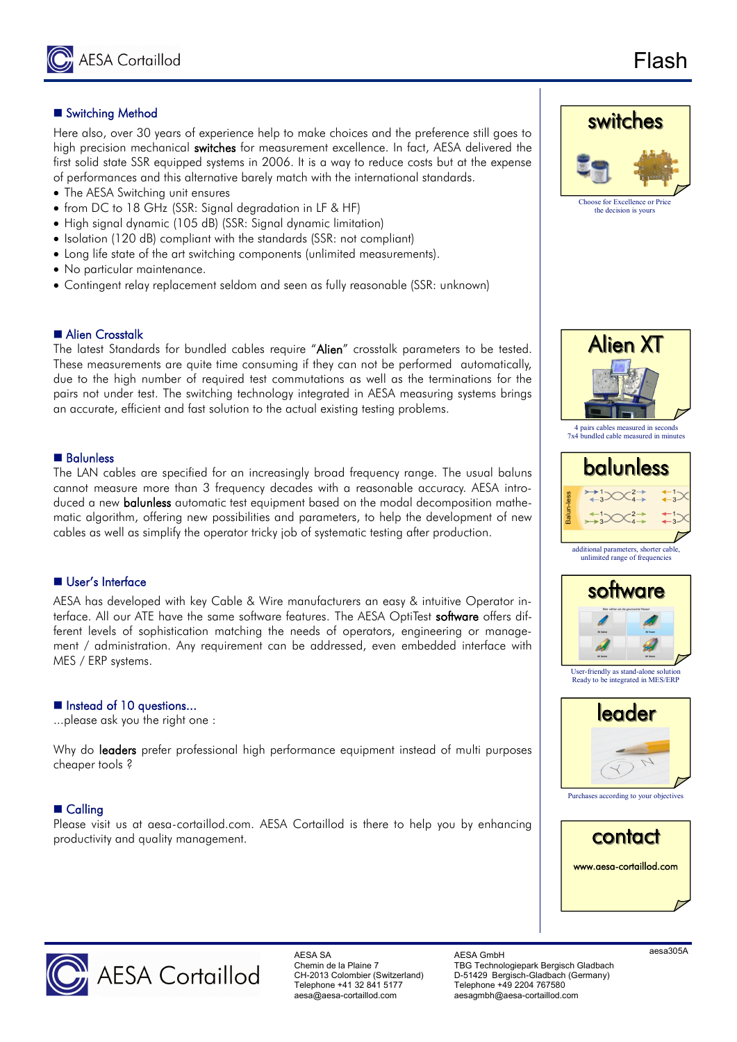## Switching Method

Here also, over 30 years of experience help to make choices and the preference still goes to high precision mechanical **switches** for measurement excellence. In fact, AESA delivered the first solid state SSR equipped systems in 2006. It is a way to reduce costs but at the expense of performances and this alternative barely match with the international standards.

- The AESA Switching unit ensures
- from DC to 18 GHz (SSR: Signal degradation in LF & HF)
- High signal dynamic (105 dB) (SSR: Signal dynamic limitation)
- Isolation (120 dB) compliant with the standards (SSR: not compliant)
- Long life state of the art switching components (unlimited measurements).
- No particular maintenance.
- Contingent relay replacement seldom and seen as fully reasonable (SSR: unknown)

**switches**

Choose for Excellence or Price
the decision is yours

## Alien Crosstalk

The latest Standards for bundled cables require "**Alien**" crosstalk parameters to be tested. These measurements are quite time consuming if they can not be performed automatically, due to the high number of required test commutations as well as the terminations for the pairs not under test. The switching technology integrated in AESA measuring systems brings an accurate, efficient and fast solution to the actual existing testing problems.

**Alien XT**

4 pairs cables measured in seconds
7x4 bundled cable measured in minutes

## Balunless

The LAN cables are specified for an increasingly broad frequency range. The usual baluns cannot measure more than 3 frequency decades with a reasonable accuracy. AESA introduced a new **balunless** automatic test equipment based on the modal decomposition mathematic algorithm, offering new possibilities and parameters, to help the development of new cables as well as simplify the operator tricky job of systematic testing after production.

**balunless**

additional parameters, shorter cable,
unlimited range of frequencies

## User's Interface

AESA has developed with key Cable & Wire manufacturers an easy & intuitive Operator interface. All our ATE have the same software features. The AESA OptiTest **software** offers different levels of sophistication matching the needs of operators, engineering or management / administration. Any requirement can be addressed, even embedded interface with MES / ERP systems.

**software**

User-friendly as stand-alone solution
Ready to be integrated in MES/ERP

## Instead of 10 questions...

...please ask you the right one :

Why do **leaders** prefer professional high performance equipment instead of multi purposes cheaper tools ?

**leader**

Purchases according to your objectives

## Calling

Please visit us at aesa-cortaillod.com. AESA Cortaillod is there to help you by enhancing productivity and quality management.

**contact**

www.aesa-cortaillod.com

AESA Cortaillod

AESA SA
Chemin de la Plaine 7
CH-2013 Colombier (Switzerland)
Telephone +41 32 841 5177
aesa@aesa-cortaillod.com

AESA GmbH
TBG Technologiepark Bergisch Gladbach
D-51429 Bergisch-Gladbach (Germany)
Telephone +49 2204 767580
aesagmbh@aesa-cortaillod.com

aesa305A